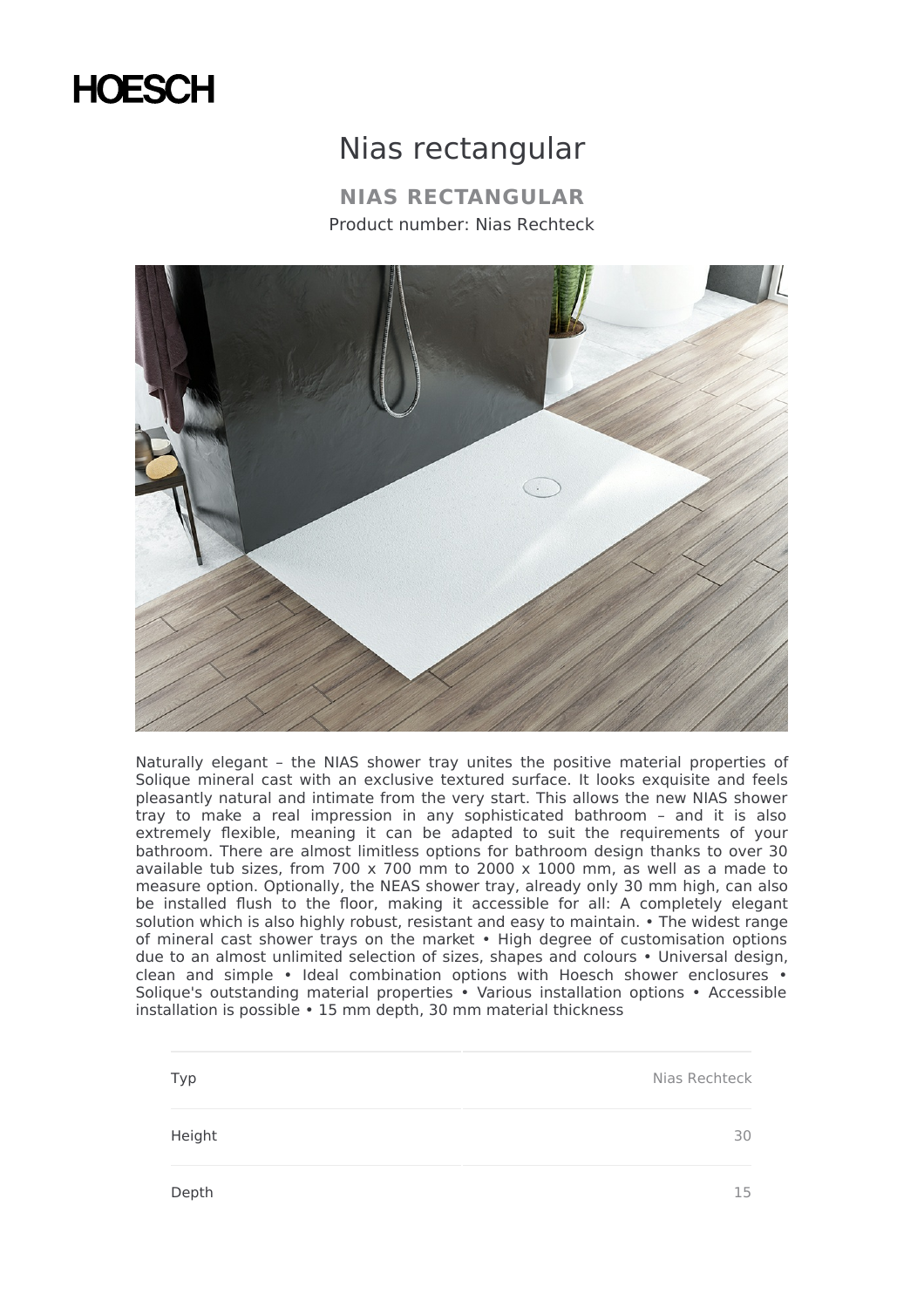HOESCH

# Nias rectangular

## NIAS RECTANGULAR

Product number: Nias Rechteck

Naturally elegant – the NIAS shower tray unites the positive material properties of Solique mineral cast with an exclusive textured surface. It looks exquisite and feels pleasantly natural and intimate from the very start. This allows the new NIAS shower tray to make a real impression in any sophisticated bathroom – and it is also extremely flexible, meaning it can be adapted to suit the requirements of your bathroom. There are almost limitless options for bathroom design thanks to over 30 available tub sizes, from 700 x 700 mm to 2000 x 1000 mm, as well as a made to measure option. Optionally, the NEAS shower tray, already only 30 mm high, can also be installed flush to the floor, making it accessible for all: A completely elegant solution which is also highly robust, resistant and easy to maintain. • The widest range of mineral cast shower trays on the market • High degree of customisation options due to an almost unlimited selection of sizes, shapes and colours • Universal design, clean and simple • Ideal combination options with Hoesch shower enclosures • Solique's outstanding material properties • Various installation options • Accessible installation is possible • 15 mm depth, 30 mm material thickness

| | |
|---|---|
| Typ | Nias Rechteck |
| Height | 30 |
| Depth | 15 |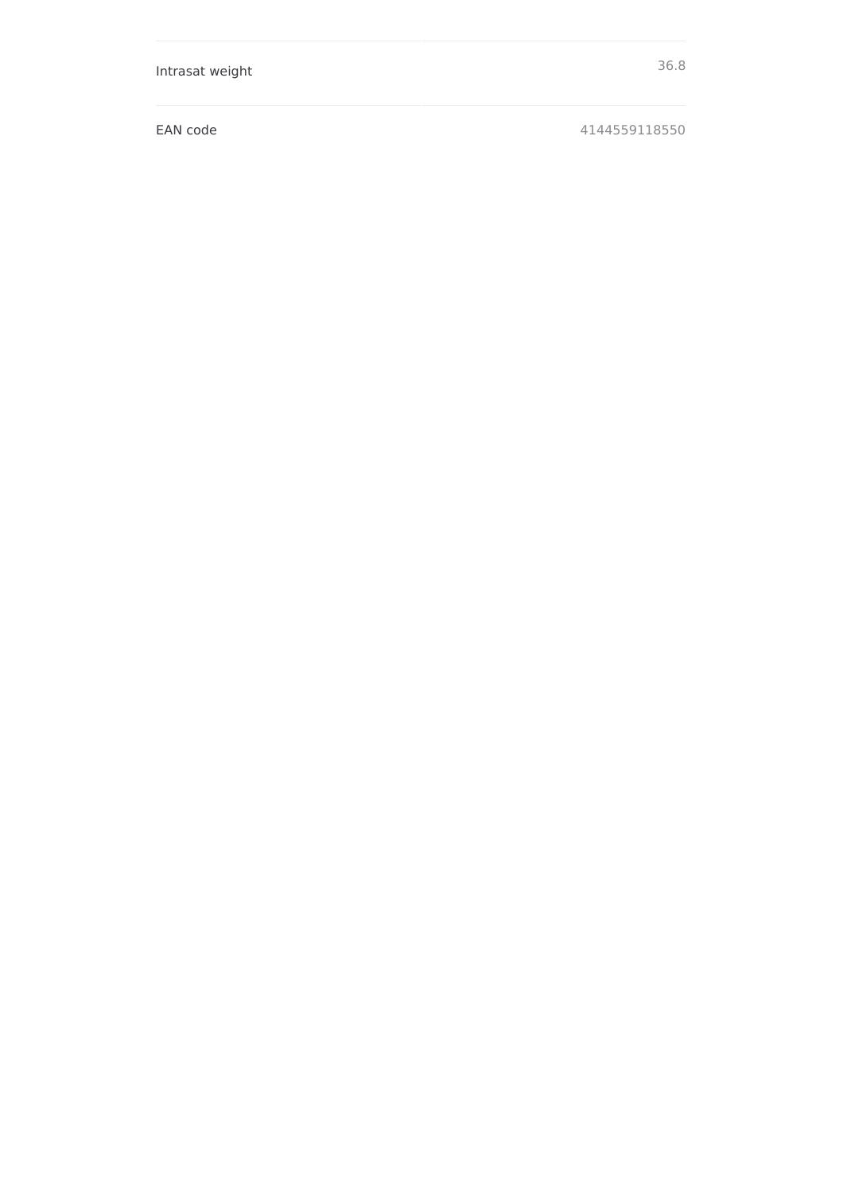| | |
|---|---|
| Intrasat weight | 36.8 |
| EAN code | 4144559118550 |